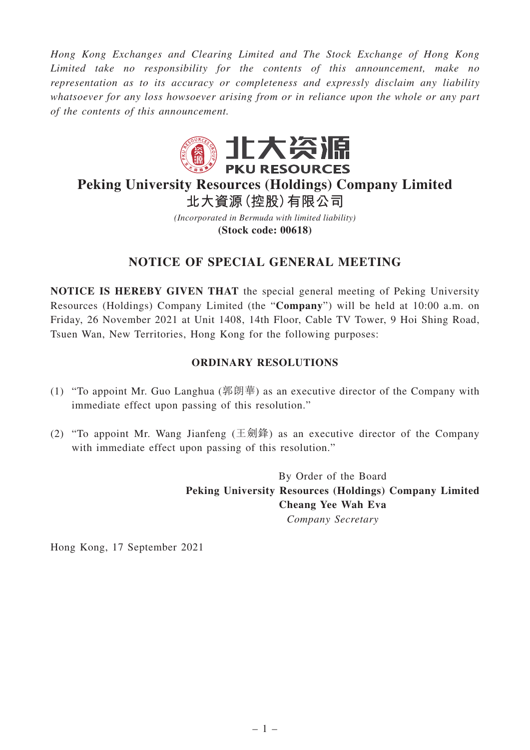*Hong Kong Exchanges and Clearing Limited and The Stock Exchange of Hong Kong Limited take no responsibility for the contents of this announcement, make no representation as to its accuracy or completeness and expressly disclaim any liability whatsoever for any loss howsoever arising from or in reliance upon the whole or any part of the contents of this announcement.*

北大资源
PKU RESOURCES

# Peking University Resources (Holdings) Company Limited
# 北大資源(控股)有限公司

*(Incorporated in Bermuda with limited liability)*
**(Stock code: 00618)**

## NOTICE OF SPECIAL GENERAL MEETING

**NOTICE IS HEREBY GIVEN THAT** the special general meeting of Peking University Resources (Holdings) Company Limited (the "**Company**") will be held at 10:00 a.m. on Friday, 26 November 2021 at Unit 1408, 14th Floor, Cable TV Tower, 9 Hoi Shing Road, Tsuen Wan, New Territories, Hong Kong for the following purposes:

### ORDINARY RESOLUTIONS

(1) "To appoint Mr. Guo Langhua (郭朗華) as an executive director of the Company with immediate effect upon passing of this resolution."

(2) "To appoint Mr. Wang Jianfeng (王劍鋒) as an executive director of the Company with immediate effect upon passing of this resolution."

By Order of the Board
**Peking University Resources (Holdings) Company Limited**
**Cheang Yee Wah Eva**
*Company Secretary*

Hong Kong, 17 September 2021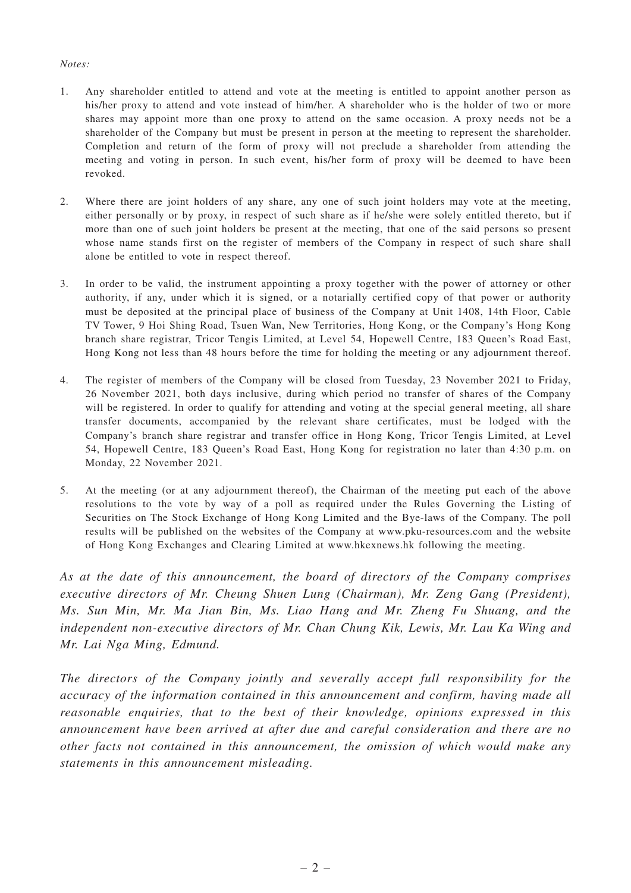*Notes:*

1. Any shareholder entitled to attend and vote at the meeting is entitled to appoint another person as his/her proxy to attend and vote instead of him/her. A shareholder who is the holder of two or more shares may appoint more than one proxy to attend on the same occasion. A proxy needs not be a shareholder of the Company but must be present in person at the meeting to represent the shareholder. Completion and return of the form of proxy will not preclude a shareholder from attending the meeting and voting in person. In such event, his/her form of proxy will be deemed to have been revoked.

2. Where there are joint holders of any share, any one of such joint holders may vote at the meeting, either personally or by proxy, in respect of such share as if he/she were solely entitled thereto, but if more than one of such joint holders be present at the meeting, that one of the said persons so present whose name stands first on the register of members of the Company in respect of such share shall alone be entitled to vote in respect thereof.

3. In order to be valid, the instrument appointing a proxy together with the power of attorney or other authority, if any, under which it is signed, or a notarially certified copy of that power or authority must be deposited at the principal place of business of the Company at Unit 1408, 14th Floor, Cable TV Tower, 9 Hoi Shing Road, Tsuen Wan, New Territories, Hong Kong, or the Company's Hong Kong branch share registrar, Tricor Tengis Limited, at Level 54, Hopewell Centre, 183 Queen's Road East, Hong Kong not less than 48 hours before the time for holding the meeting or any adjournment thereof.

4. The register of members of the Company will be closed from Tuesday, 23 November 2021 to Friday, 26 November 2021, both days inclusive, during which period no transfer of shares of the Company will be registered. In order to qualify for attending and voting at the special general meeting, all share transfer documents, accompanied by the relevant share certificates, must be lodged with the Company's branch share registrar and transfer office in Hong Kong, Tricor Tengis Limited, at Level 54, Hopewell Centre, 183 Queen's Road East, Hong Kong for registration no later than 4:30 p.m. on Monday, 22 November 2021.

5. At the meeting (or at any adjournment thereof), the Chairman of the meeting put each of the above resolutions to the vote by way of a poll as required under the Rules Governing the Listing of Securities on The Stock Exchange of Hong Kong Limited and the Bye-laws of the Company. The poll results will be published on the websites of the Company at www.pku-resources.com and the website of Hong Kong Exchanges and Clearing Limited at www.hkexnews.hk following the meeting.

*As at the date of this announcement, the board of directors of the Company comprises executive directors of Mr. Cheung Shuen Lung (Chairman), Mr. Zeng Gang (President), Ms. Sun Min, Mr. Ma Jian Bin, Ms. Liao Hang and Mr. Zheng Fu Shuang, and the independent non-executive directors of Mr. Chan Chung Kik, Lewis, Mr. Lau Ka Wing and Mr. Lai Nga Ming, Edmund.*

*The directors of the Company jointly and severally accept full responsibility for the accuracy of the information contained in this announcement and confirm, having made all reasonable enquiries, that to the best of their knowledge, opinions expressed in this announcement have been arrived at after due and careful consideration and there are no other facts not contained in this announcement, the omission of which would make any statements in this announcement misleading.*